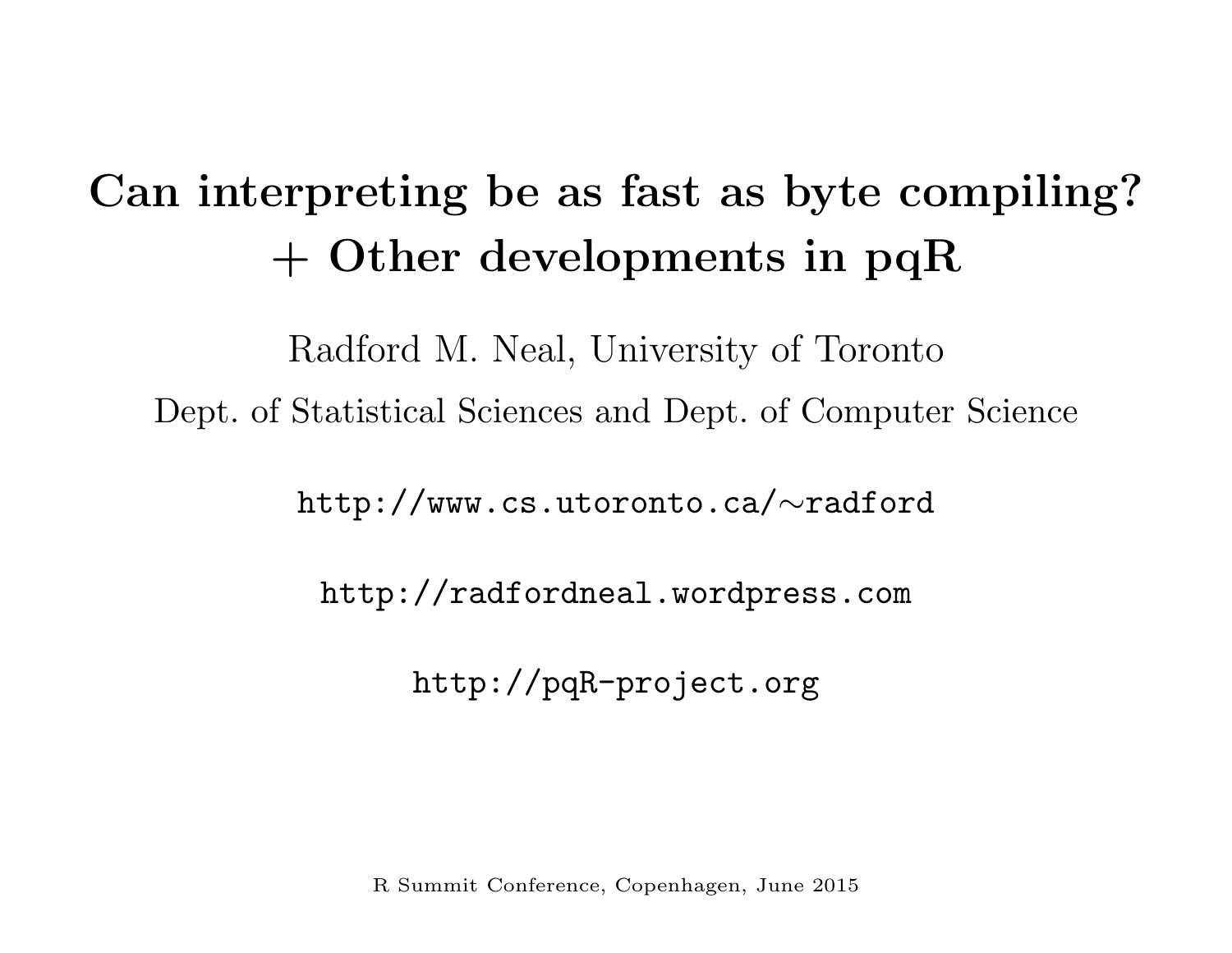# Can interpreting be as fast as byte compiling?
# + Other developments in pqR

Radford M. Neal, University of Toronto

Dept. of Statistical Sciences and Dept. of Computer Science

`http://www.cs.utoronto.ca/∼radford`

`http://radfordneal.wordpress.com`

`http://pqR-project.org`

R Summit Conference, Copenhagen, June 2015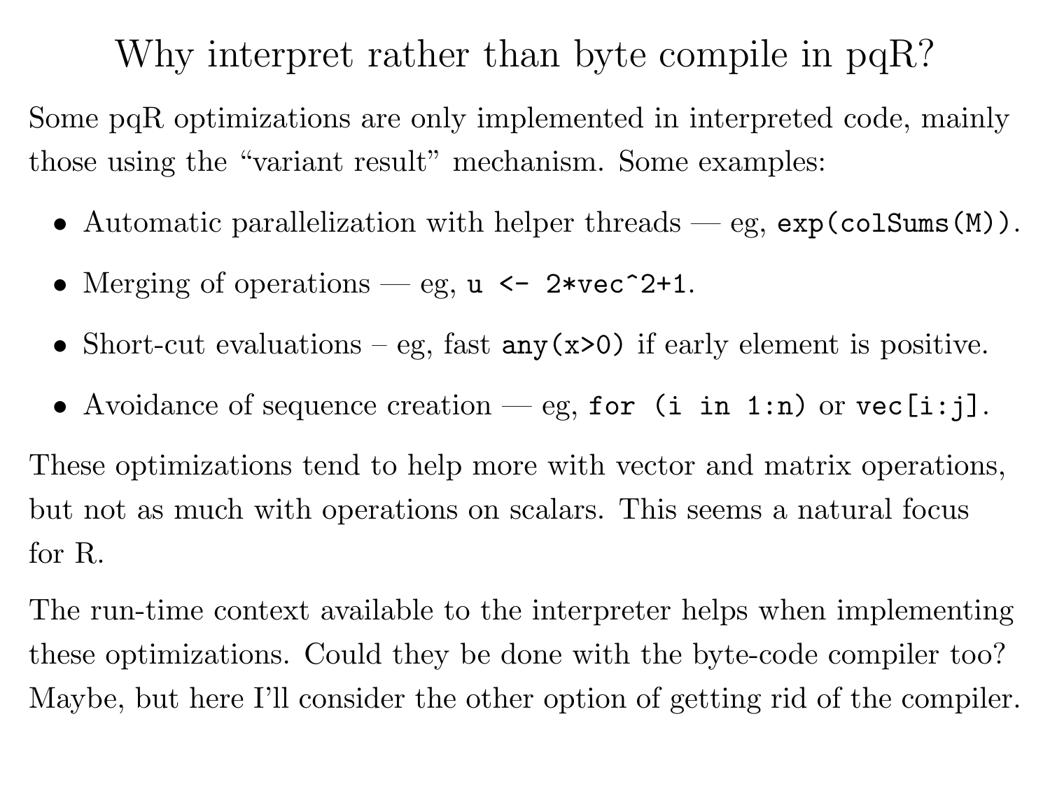# Why interpret rather than byte compile in pqR?

Some pqR optimizations are only implemented in interpreted code, mainly those using the "variant result" mechanism. Some examples:

- Automatic parallelization with helper threads — eg, `exp(colSums(M))`.
- Merging of operations — eg, `u <- 2*vec^2+1`.
- Short-cut evaluations – eg, fast `any(x>0)` if early element is positive.
- Avoidance of sequence creation — eg, `for (i in 1:n)` or `vec[i:j]`.

These optimizations tend to help more with vector and matrix operations, but not as much with operations on scalars. This seems a natural focus for R.

The run-time context available to the interpreter helps when implementing these optimizations. Could they be done with the byte-code compiler too? Maybe, but here I'll consider the other option of getting rid of the compiler.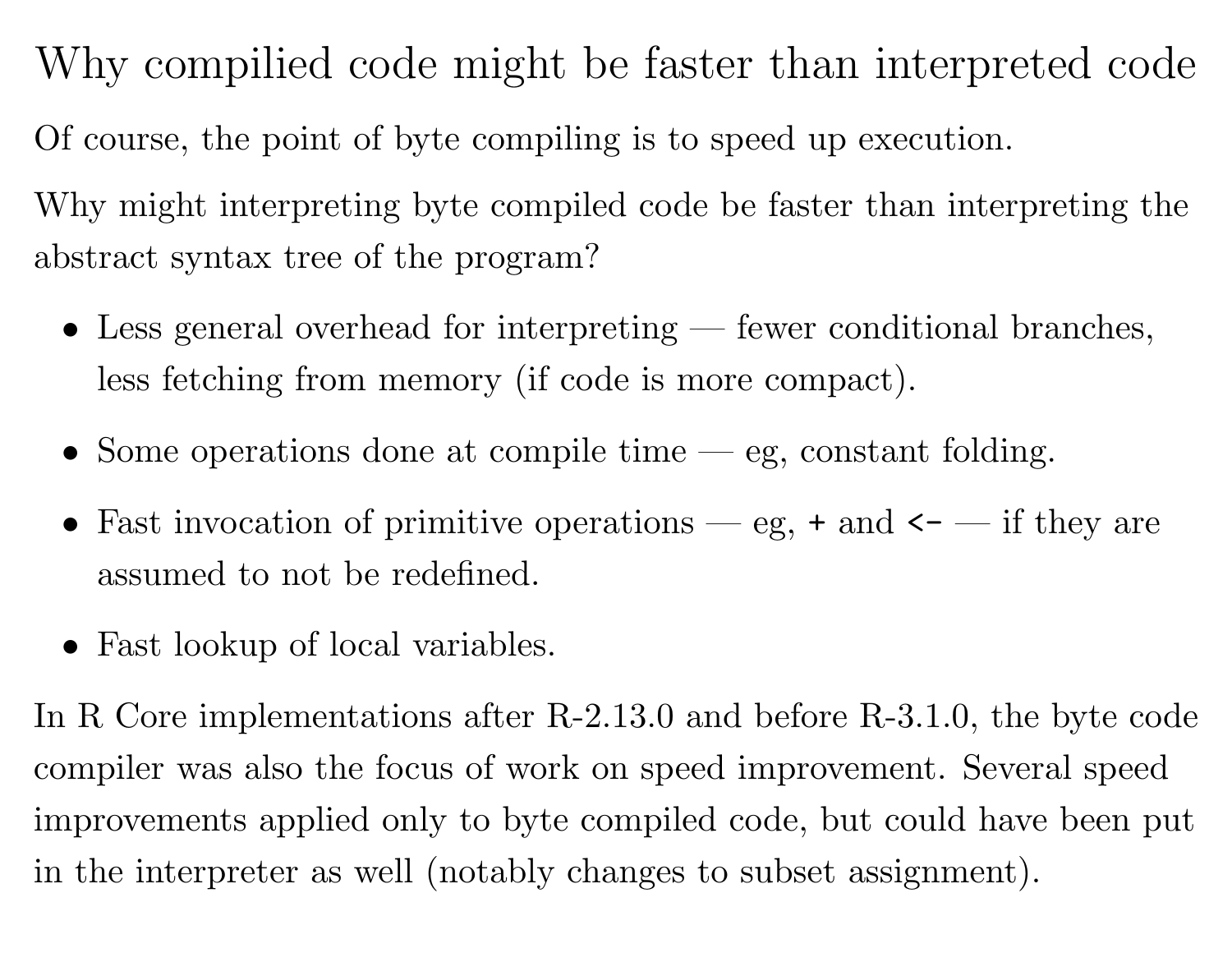# Why compilied code might be faster than interpreted code

Of course, the point of byte compiling is to speed up execution.

Why might interpreting byte compiled code be faster than interpreting the abstract syntax tree of the program?

- Less general overhead for interpreting — fewer conditional branches, less fetching from memory (if code is more compact).
- Some operations done at compile time — eg, constant folding.
- Fast invocation of primitive operations — eg, `+` and `<-` — if they are assumed to not be redefined.
- Fast lookup of local variables.

In R Core implementations after R-2.13.0 and before R-3.1.0, the byte code compiler was also the focus of work on speed improvement. Several speed improvements applied only to byte compiled code, but could have been put in the interpreter as well (notably changes to subset assignment).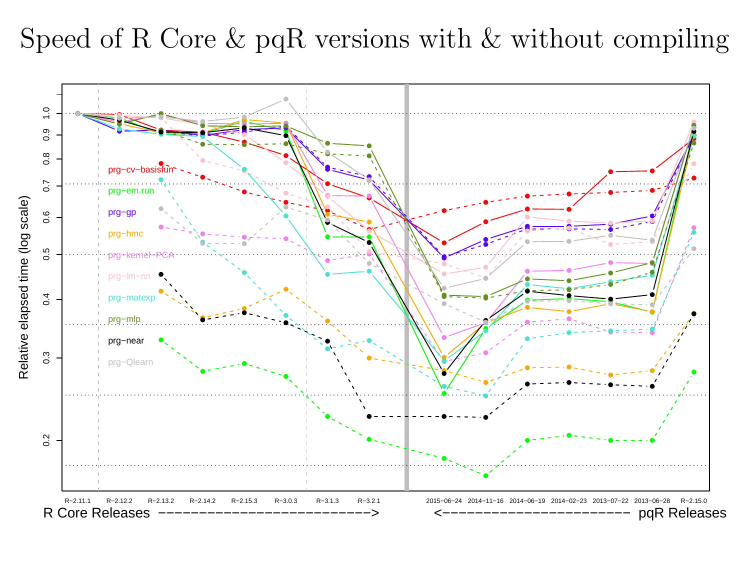# Speed of R Core & pqR versions with & without compiling

Relative elapsed time (log scale)

prg−cv−basisfun
prg−em.run
prg−gp
prg−hmc
prg−kernel−PCA
prg−lm−nn
prg−matexp
prg−mlp
prg−near
prg−Qlearn

R−2.11.1 R−2.12.2 R−2.13.2 R−2.14.2 R−2.15.3 R−3.0.3 R−3.1.3 R−3.2.1 2015−06−24 2014−11−16 2014−06−19 2014−02−23 2013−07−22 2013−06−28 R−2.15.0

R Core Releases −−−−−−−−−−−−−−−−−−−−−−−−−> <−−−−−−−−−−−−−−−−−−−−−− pqR Releases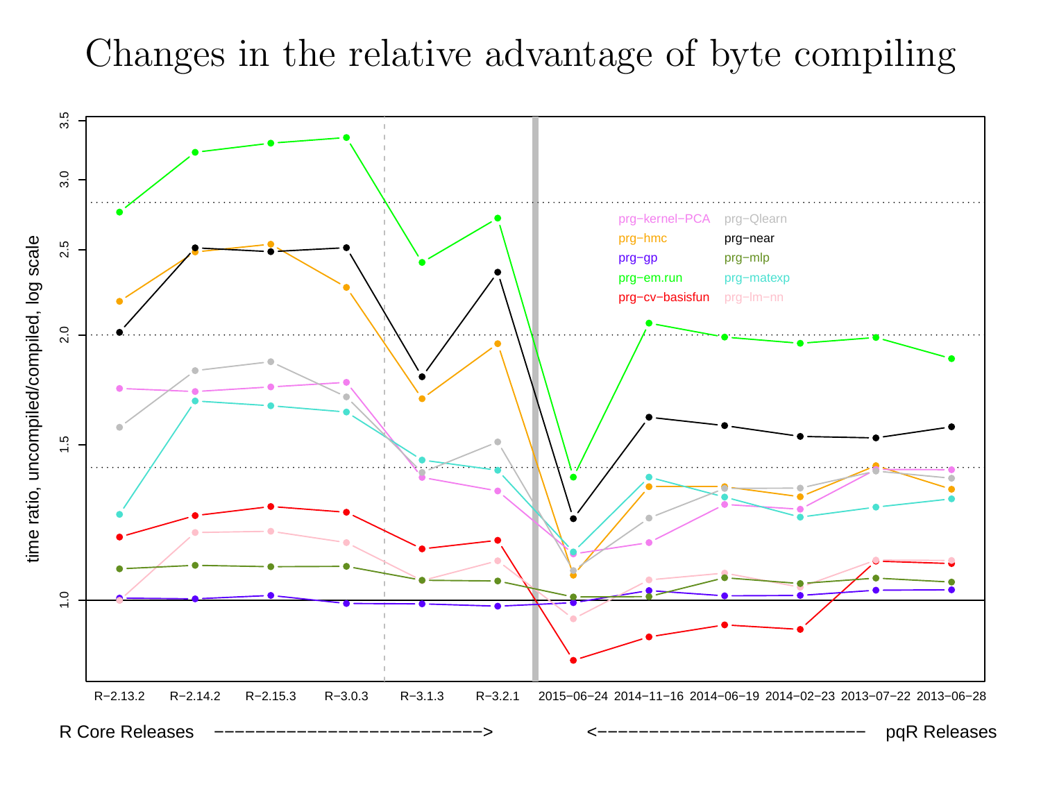# Changes in the relative advantage of byte compiling

time ratio, uncompiled/compiled, log scale

prg−kernel−PCA, prg−Qlearn, prg−hmc, prg−near, prg−gp, prg−mlp, prg−em.run, prg−matexp, prg−cv−basisfun, prg−lm−nn

R−2.13.2, R−2.14.2, R−2.15.3, R−3.0.3, R−3.1.3, R−3.2.1, 2015−06−24, 2014−11−16, 2014−06−19, 2014−02−23, 2013−07−22, 2013−06−28

R Core Releases −−−−−−−−−−−−−−−−−−−−−−−−−−> <−−−−−−−−−−−−−−−−−−−−−−−−−− pqR Releases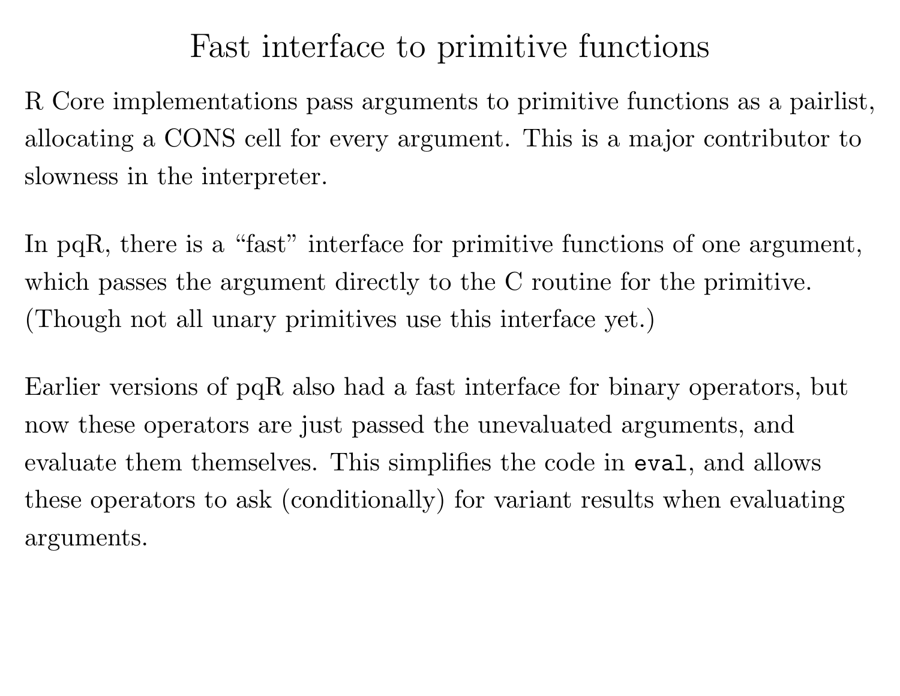# Fast interface to primitive functions

R Core implementations pass arguments to primitive functions as a pairlist, allocating a CONS cell for every argument. This is a major contributor to slowness in the interpreter.

In pqR, there is a "fast" interface for primitive functions of one argument, which passes the argument directly to the C routine for the primitive. (Though not all unary primitives use this interface yet.)

Earlier versions of pqR also had a fast interface for binary operators, but now these operators are just passed the unevaluated arguments, and evaluate them themselves. This simplifies the code in `eval`, and allows these operators to ask (conditionally) for variant results when evaluating arguments.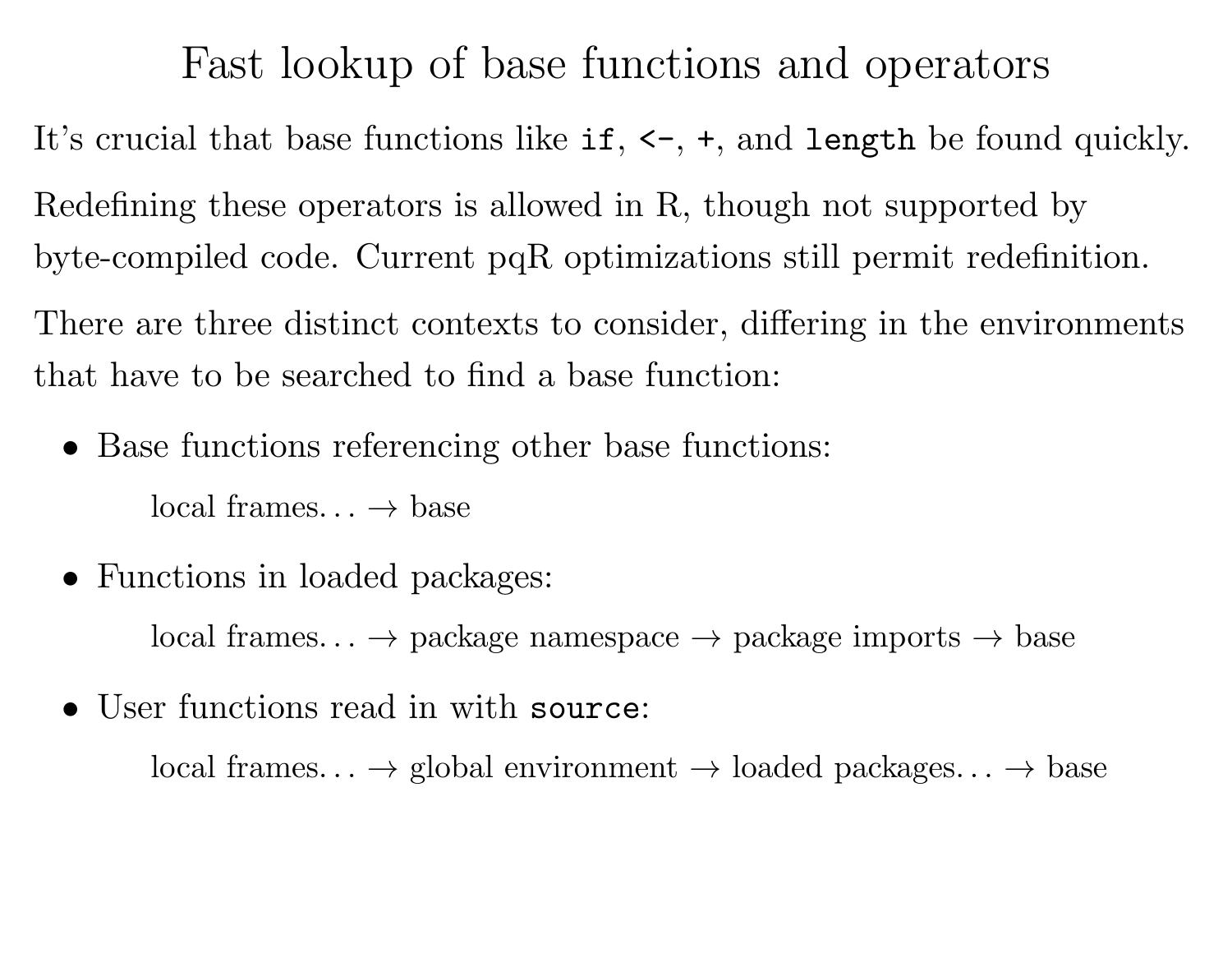# Fast lookup of base functions and operators

It's crucial that base functions like `if`, `<-`, `+`, and `length` be found quickly.

Redefining these operators is allowed in R, though not supported by byte-compiled code. Current pqR optimizations still permit redefinition.

There are three distinct contexts to consider, differing in the environments that have to be searched to find a base function:

- Base functions referencing other base functions:

  local frames... → base

- Functions in loaded packages:

  local frames... → package namespace → package imports → base

- User functions read in with `source`:

  local frames... → global environment → loaded packages... → base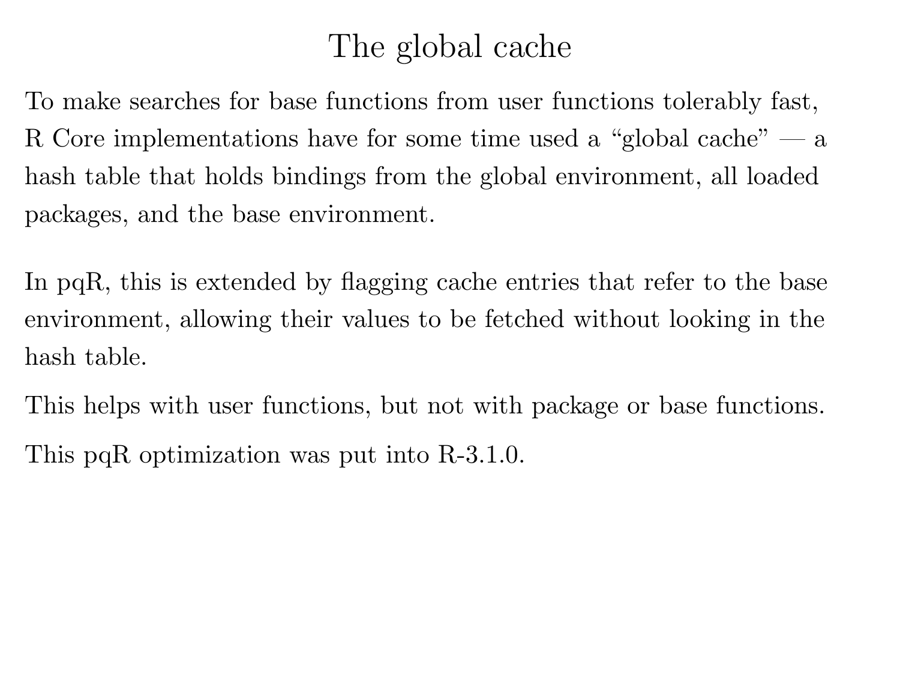# The global cache

To make searches for base functions from user functions tolerably fast, R Core implementations have for some time used a "global cache" — a hash table that holds bindings from the global environment, all loaded packages, and the base environment.

In pqR, this is extended by flagging cache entries that refer to the base environment, allowing their values to be fetched without looking in the hash table.

This helps with user functions, but not with package or base functions.

This pqR optimization was put into R-3.1.0.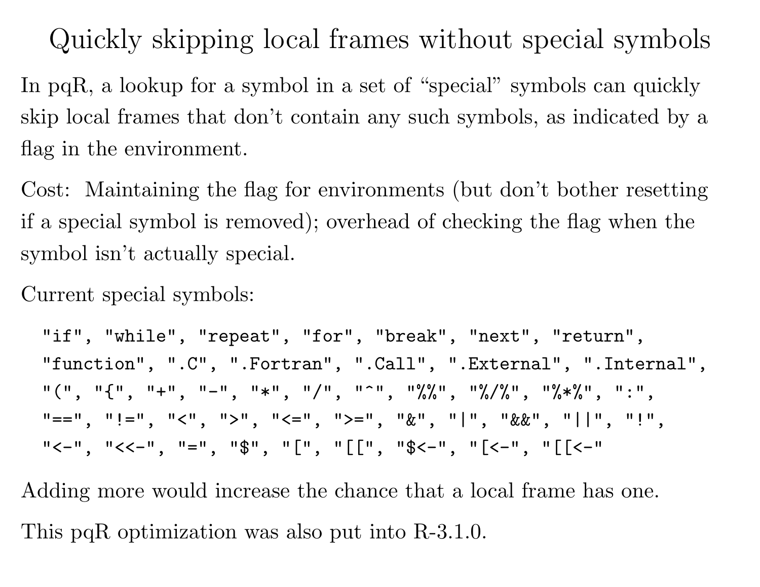# Quickly skipping local frames without special symbols

In pqR, a lookup for a symbol in a set of “special” symbols can quickly skip local frames that don’t contain any such symbols, as indicated by a flag in the environment.

Cost: Maintaining the flag for environments (but don’t bother resetting if a special symbol is removed); overhead of checking the flag when the symbol isn’t actually special.

Current special symbols:

```
"if", "while", "repeat", "for", "break", "next", "return",
"function", ".C", ".Fortran", ".Call", ".External", ".Internal",
"(", "{", "+", "-", "*", "/", "^", "%%", "%/%", "%*%", ":",
"==", "!=", "<", ">", "<=", ">=", "&", "|", "&&", "||", "!",
"<-", "<<-", "=", "$", "[", "[[", "$<-", "[<-", "[[<-"
```

Adding more would increase the chance that a local frame has one.

This pqR optimization was also put into R-3.1.0.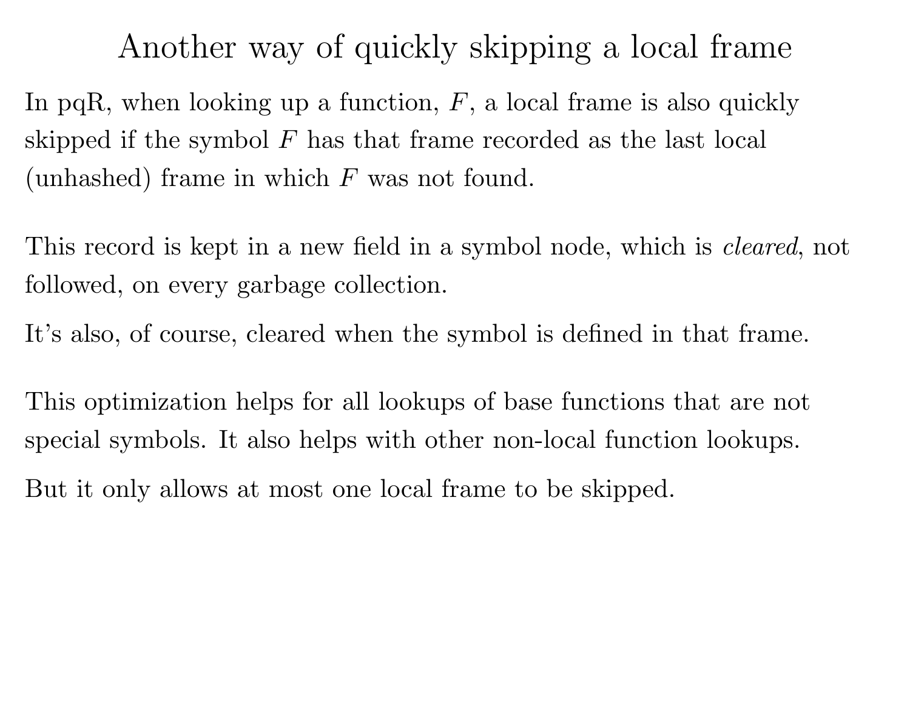# Another way of quickly skipping a local frame

In pqR, when looking up a function, $F$, a local frame is also quickly skipped if the symbol $F$ has that frame recorded as the last local (unhashed) frame in which $F$ was not found.

This record is kept in a new field in a symbol node, which is *cleared*, not followed, on every garbage collection.

It's also, of course, cleared when the symbol is defined in that frame.

This optimization helps for all lookups of base functions that are not special symbols. It also helps with other non-local function lookups.

But it only allows at most one local frame to be skipped.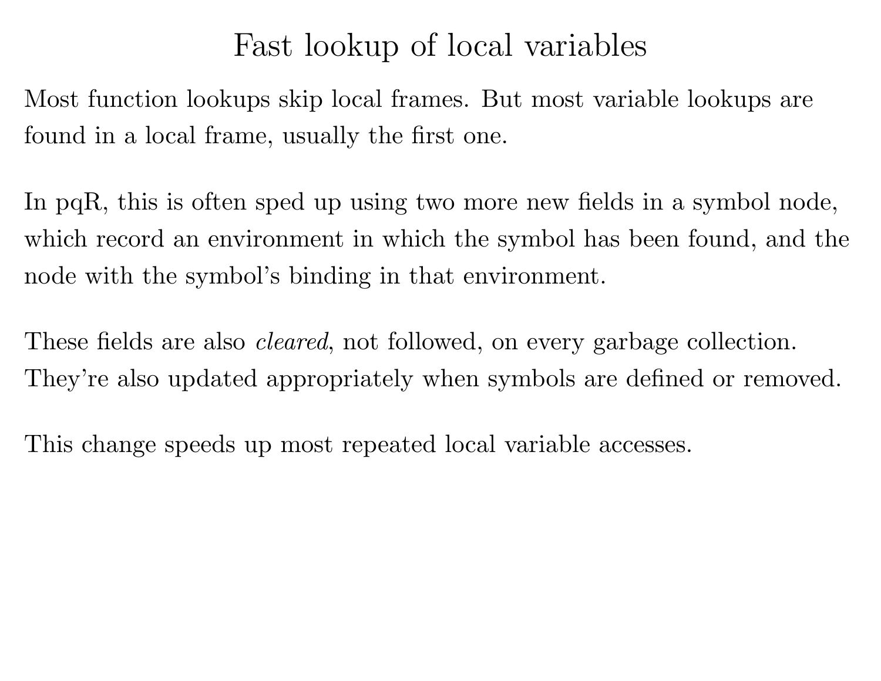# Fast lookup of local variables

Most function lookups skip local frames. But most variable lookups are found in a local frame, usually the first one.

In pqR, this is often sped up using two more new fields in a symbol node, which record an environment in which the symbol has been found, and the node with the symbol's binding in that environment.

These fields are also *cleared*, not followed, on every garbage collection. They're also updated appropriately when symbols are defined or removed.

This change speeds up most repeated local variable accesses.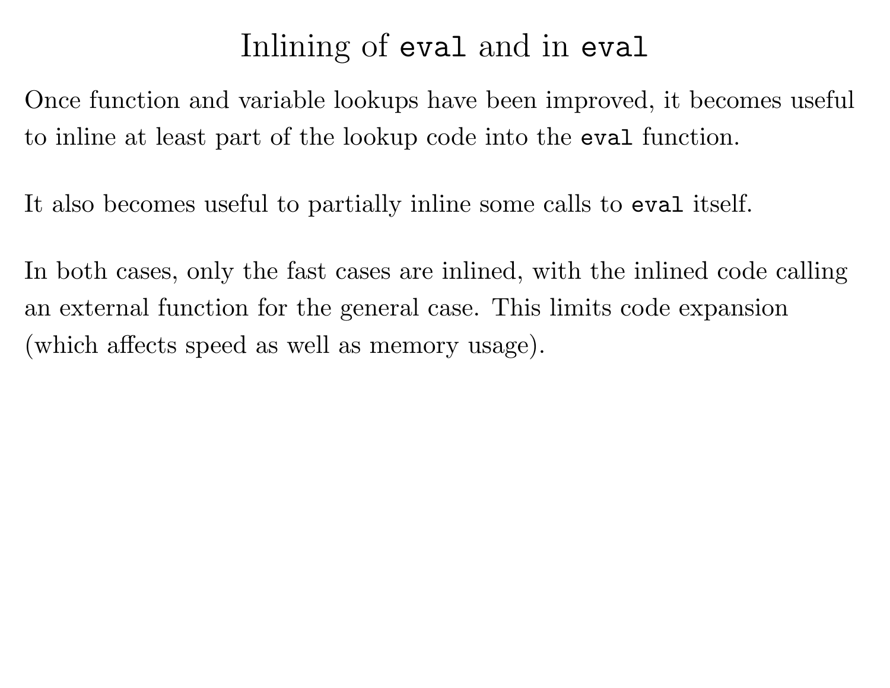# Inlining of `eval` and in `eval`

Once function and variable lookups have been improved, it becomes useful to inline at least part of the lookup code into the `eval` function.

It also becomes useful to partially inline some calls to `eval` itself.

In both cases, only the fast cases are inlined, with the inlined code calling an external function for the general case. This limits code expansion (which affects speed as well as memory usage).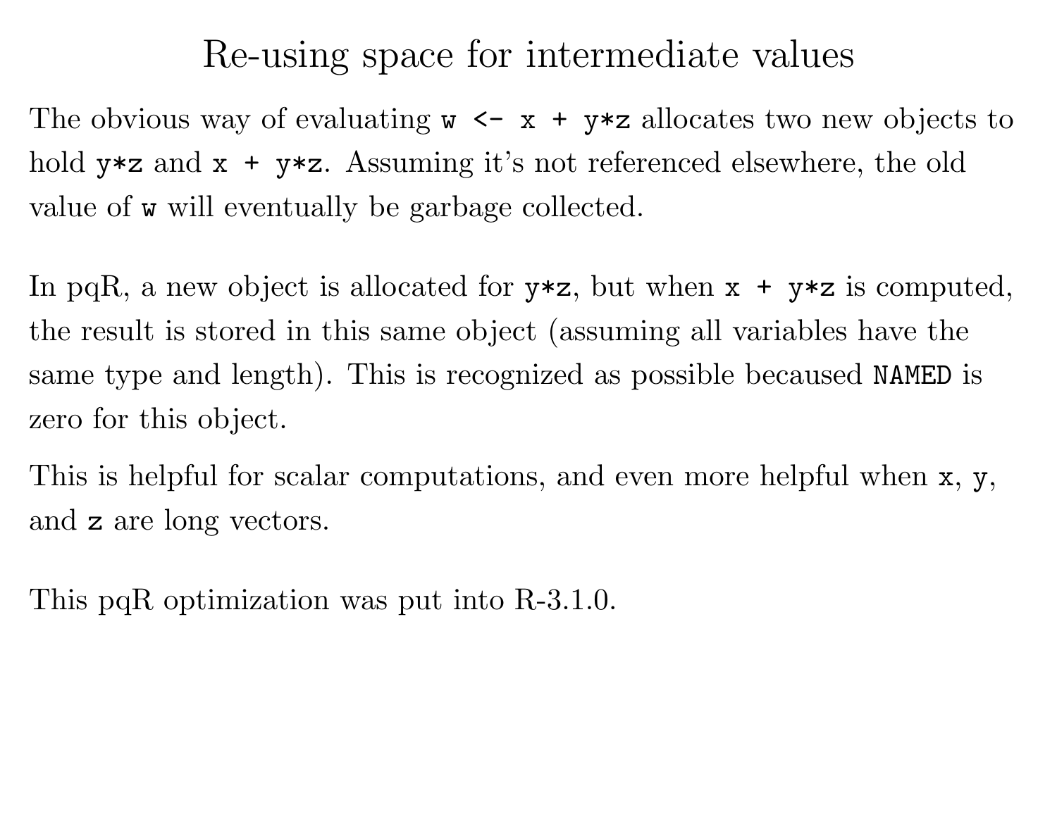# Re-using space for intermediate values

The obvious way of evaluating `w <- x + y*z` allocates two new objects to hold `y*z` and `x + y*z`. Assuming it's not referenced elsewhere, the old value of `w` will eventually be garbage collected.

In pqR, a new object is allocated for `y*z`, but when `x + y*z` is computed, the result is stored in this same object (assuming all variables have the same type and length). This is recognized as possible becaused `NAMED` is zero for this object.

This is helpful for scalar computations, and even more helpful when `x`, `y`, and `z` are long vectors.

This pqR optimization was put into R-3.1.0.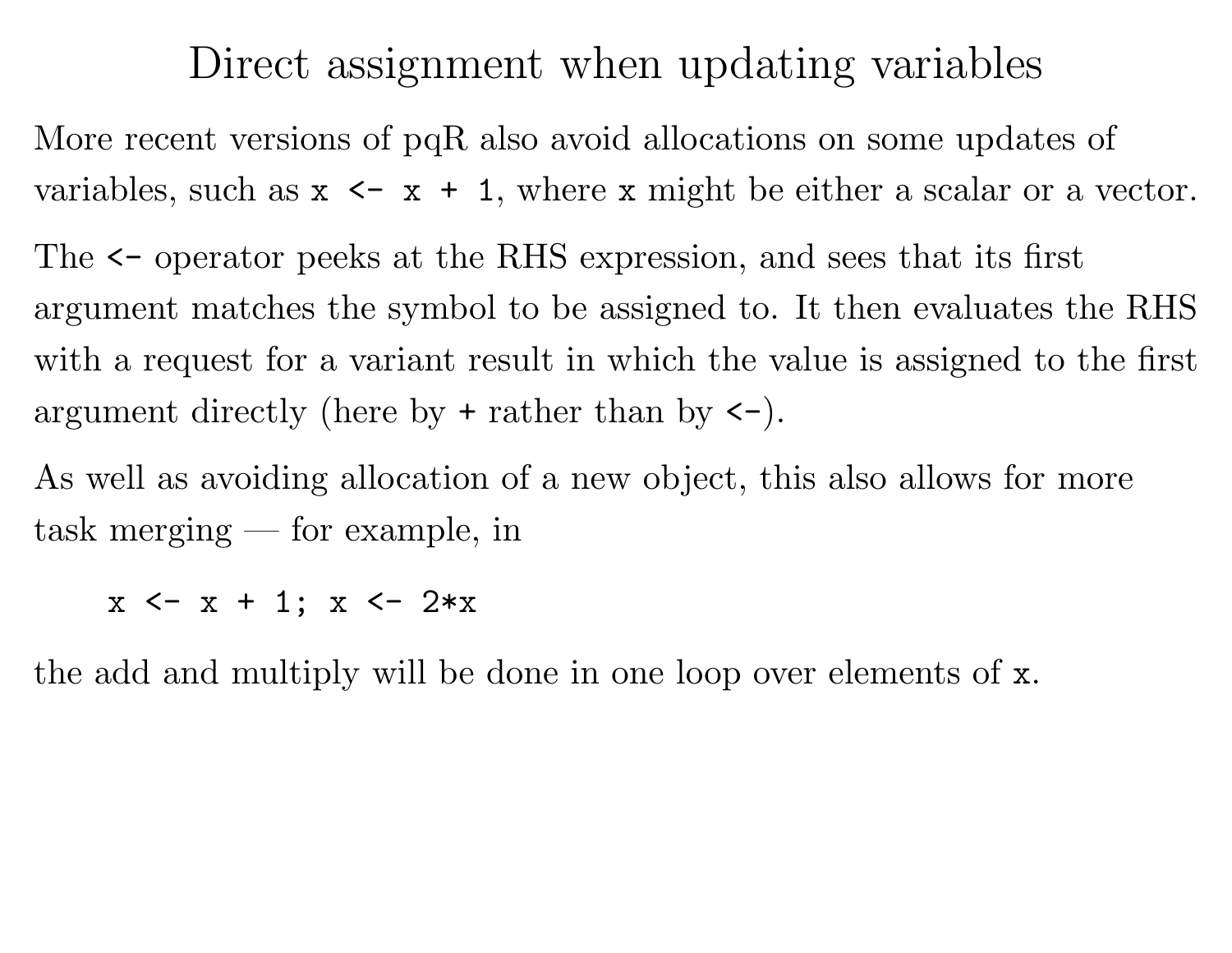# Direct assignment when updating variables

More recent versions of pqR also avoid allocations on some updates of variables, such as `x <- x + 1`, where `x` might be either a scalar or a vector.

The `<-` operator peeks at the RHS expression, and sees that its first argument matches the symbol to be assigned to. It then evaluates the RHS with a request for a variant result in which the value is assigned to the first argument directly (here by `+` rather than by `<-`).

As well as avoiding allocation of a new object, this also allows for more task merging — for example, in

```
x <- x + 1; x <- 2*x
```

the add and multiply will be done in one loop over elements of `x`.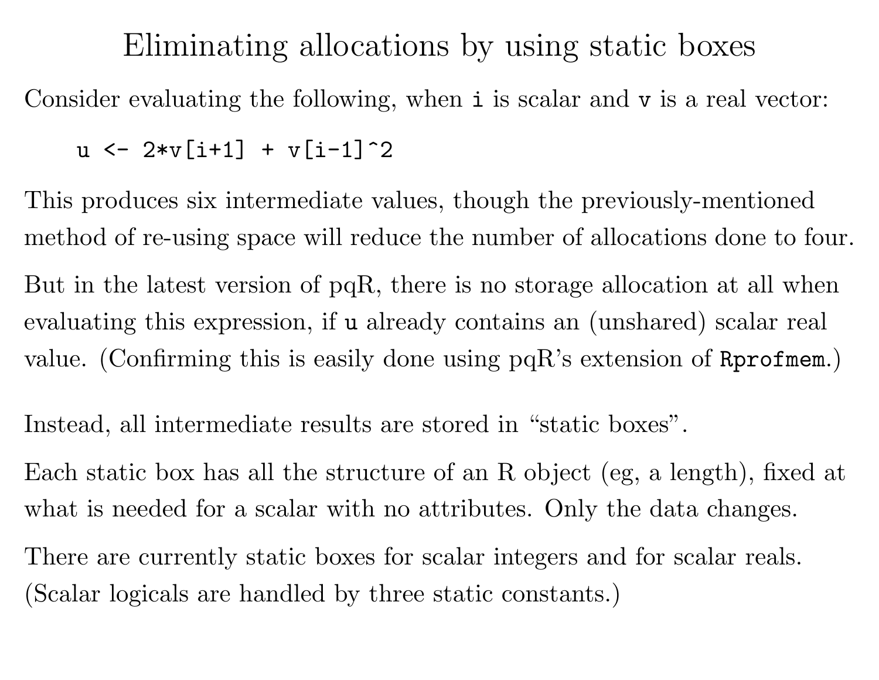# Eliminating allocations by using static boxes

Consider evaluating the following, when `i` is scalar and `v` is a real vector:

```
u <- 2*v[i+1] + v[i-1]^2
```

This produces six intermediate values, though the previously-mentioned method of re-using space will reduce the number of allocations done to four.

But in the latest version of pqR, there is no storage allocation at all when evaluating this expression, if `u` already contains an (unshared) scalar real value. (Confirming this is easily done using pqR's extension of `Rprofmem`.)

Instead, all intermediate results are stored in "static boxes".

Each static box has all the structure of an R object (eg, a length), fixed at what is needed for a scalar with no attributes. Only the data changes.

There are currently static boxes for scalar integers and for scalar reals. (Scalar logicals are handled by three static constants.)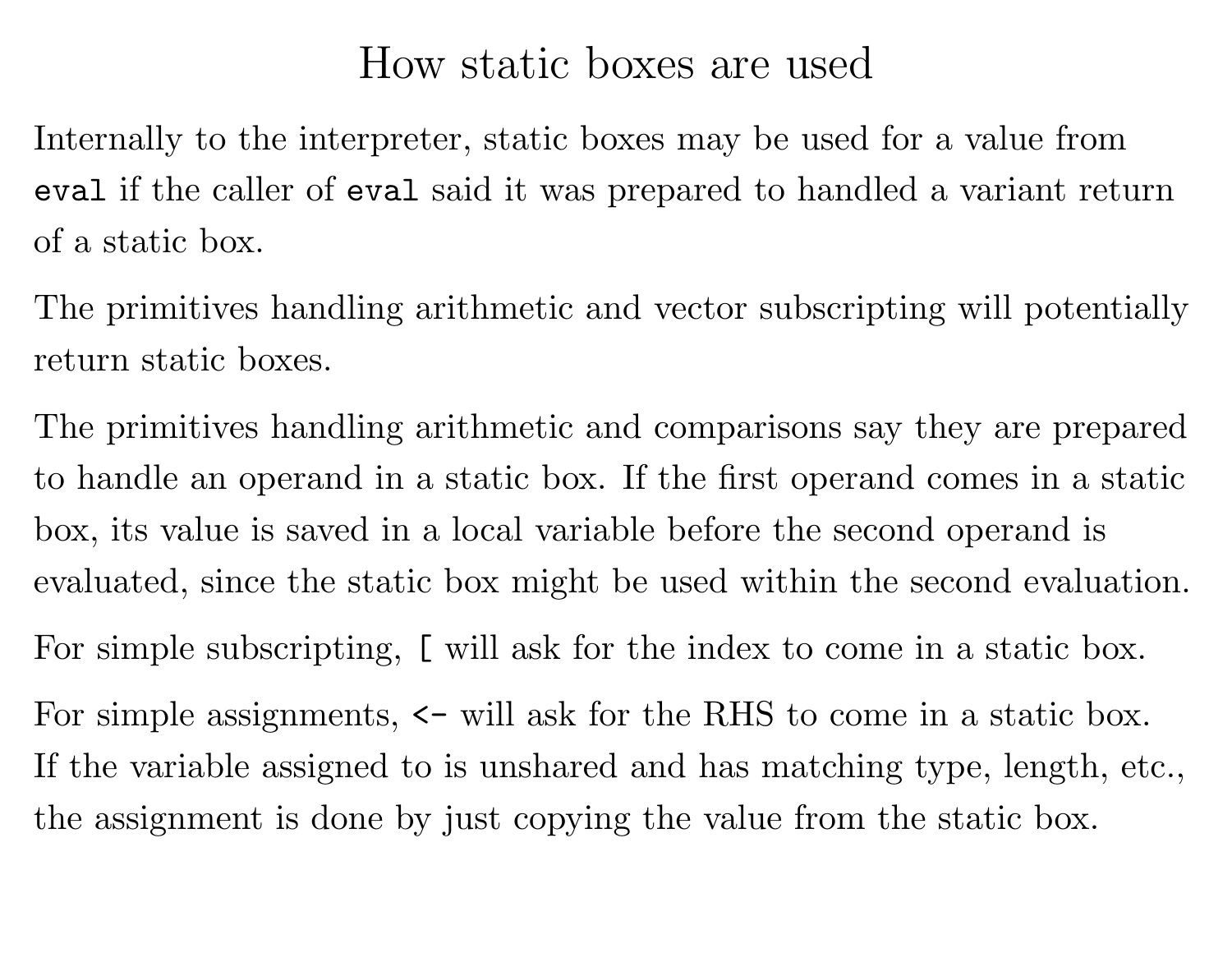# How static boxes are used

Internally to the interpreter, static boxes may be used for a value from `eval` if the caller of `eval` said it was prepared to handled a variant return of a static box.

The primitives handling arithmetic and vector subscripting will potentially return static boxes.

The primitives handling arithmetic and comparisons say they are prepared to handle an operand in a static box. If the first operand comes in a static box, its value is saved in a local variable before the second operand is evaluated, since the static box might be used within the second evaluation.

For simple subscripting, `[` will ask for the index to come in a static box.

For simple assignments, `<-` will ask for the RHS to come in a static box. If the variable assigned to is unshared and has matching type, length, etc., the assignment is done by just copying the value from the static box.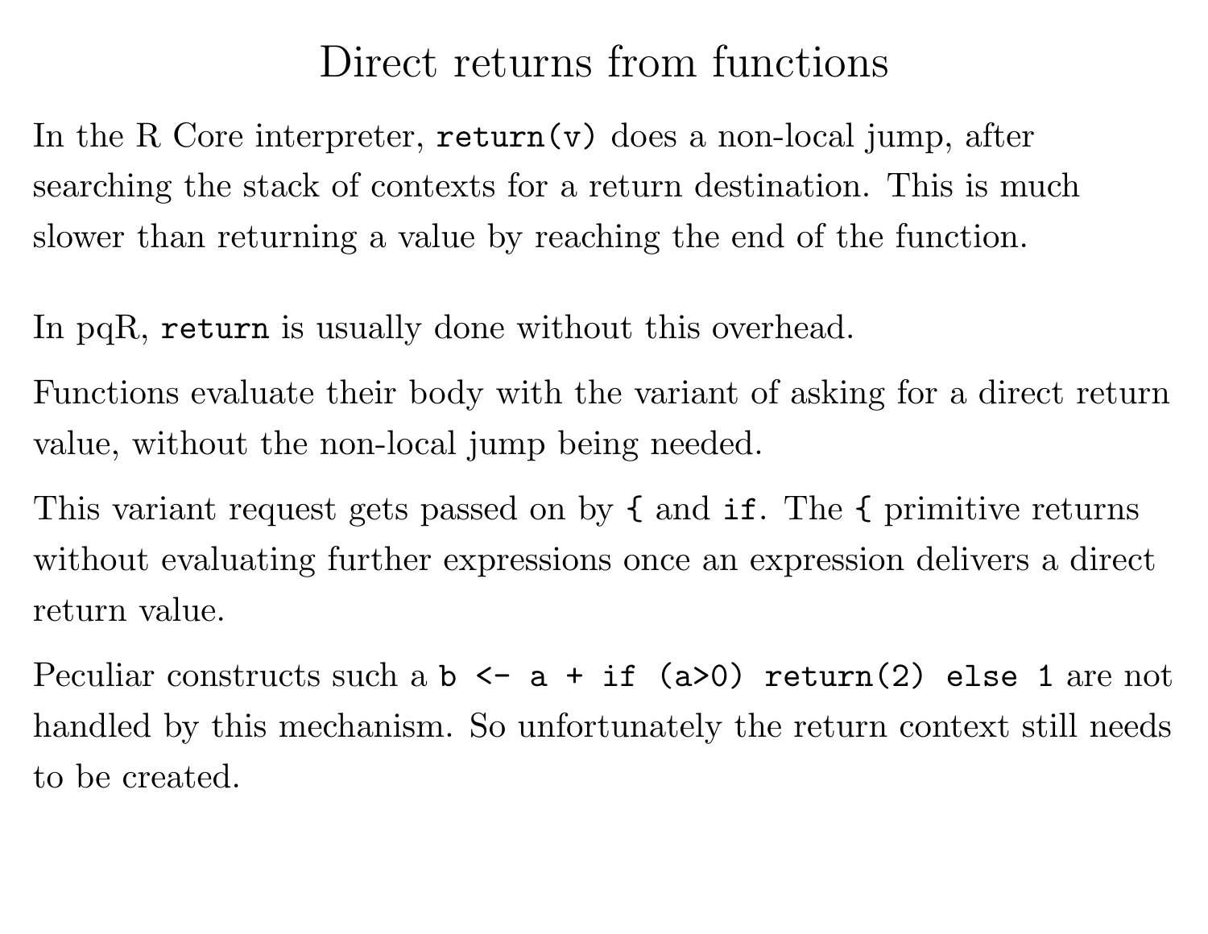# Direct returns from functions

In the R Core interpreter, `return(v)` does a non-local jump, after searching the stack of contexts for a return destination. This is much slower than returning a value by reaching the end of the function.

In pqR, `return` is usually done without this overhead.

Functions evaluate their body with the variant of asking for a direct return value, without the non-local jump being needed.

This variant request gets passed on by `{` and `if`. The `{` primitive returns without evaluating further expressions once an expression delivers a direct return value.

Peculiar constructs such a `b <- a + if (a>0) return(2) else 1` are not handled by this mechanism. So unfortunately the return context still needs to be created.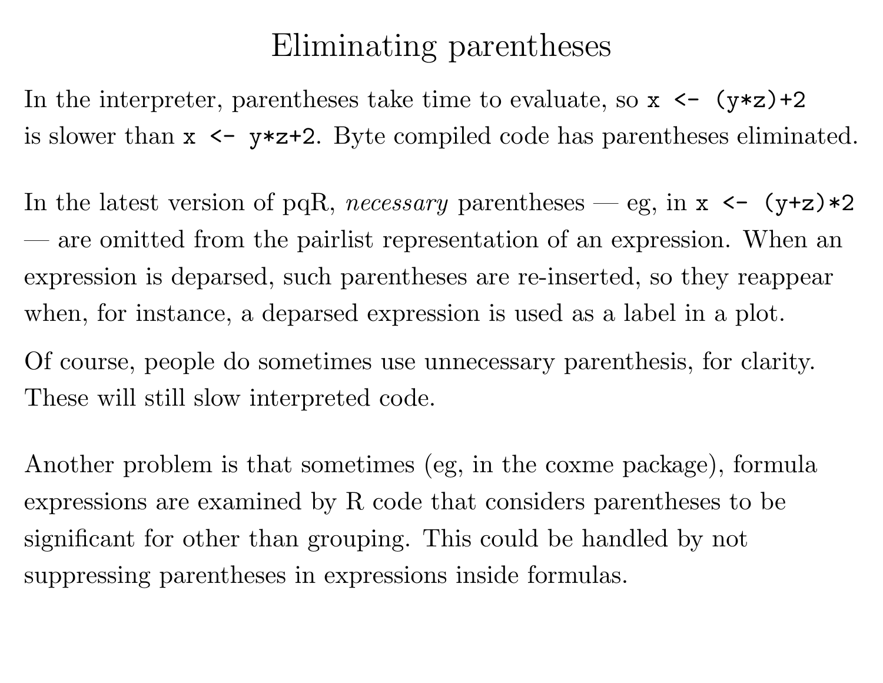# Eliminating parentheses

In the interpreter, parentheses take time to evaluate, so `x <- (y*z)+2` is slower than `x <- y*z+2`. Byte compiled code has parentheses eliminated.

In the latest version of pqR, *necessary* parentheses — eg, in `x <- (y+z)*2` — are omitted from the pairlist representation of an expression. When an expression is deparsed, such parentheses are re-inserted, so they reappear when, for instance, a deparsed expression is used as a label in a plot.

Of course, people do sometimes use unnecessary parenthesis, for clarity. These will still slow interpreted code.

Another problem is that sometimes (eg, in the coxme package), formula expressions are examined by R code that considers parentheses to be significant for other than grouping. This could be handled by not suppressing parentheses in expressions inside formulas.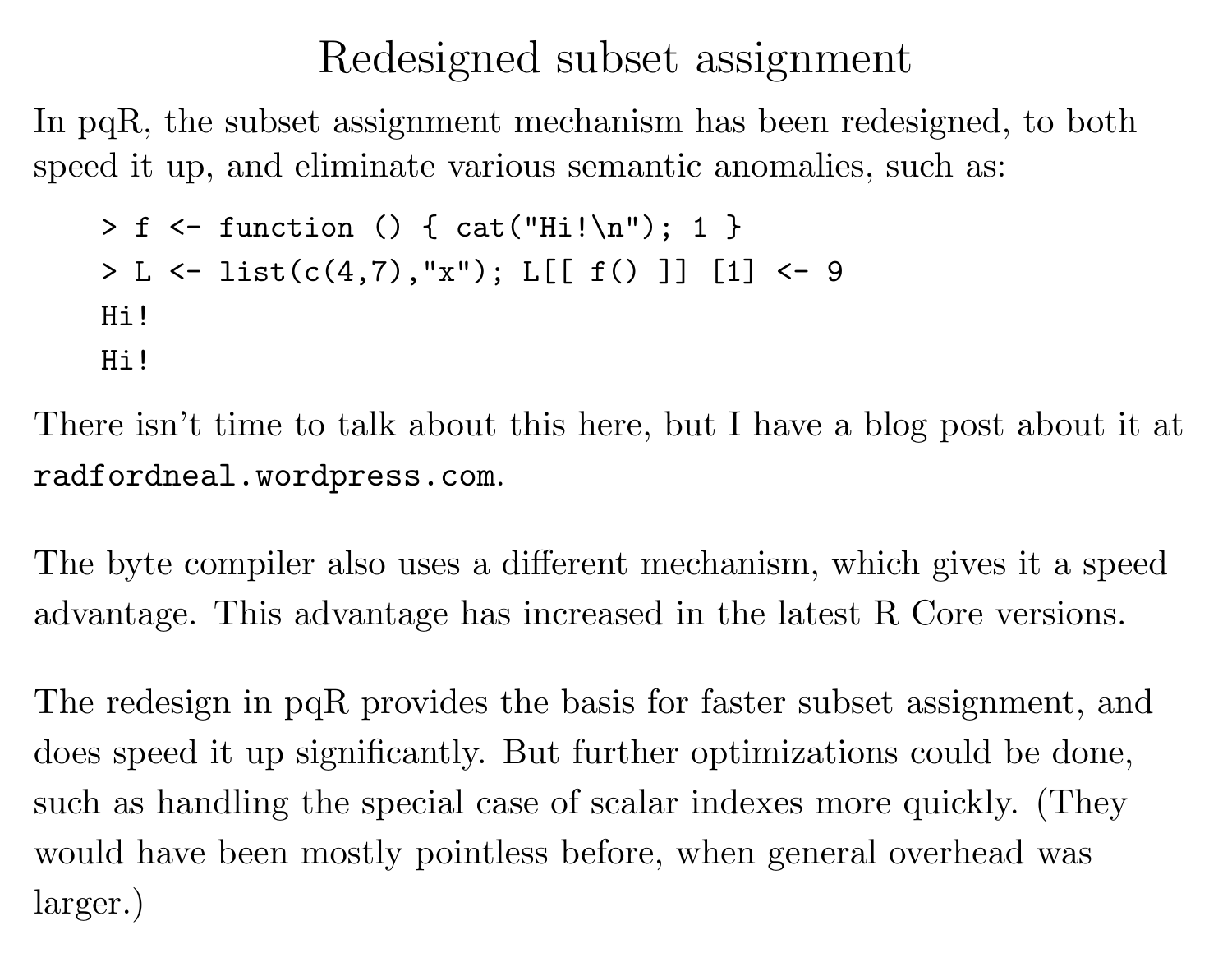# Redesigned subset assignment

In pqR, the subset assignment mechanism has been redesigned, to both speed it up, and eliminate various semantic anomalies, such as:

```
> f <- function () { cat("Hi!\n"); 1 }
> L <- list(c(4,7),"x"); L[[ f() ]] [1] <- 9
Hi!
Hi!
```

There isn't time to talk about this here, but I have a blog post about it at `radfordneal.wordpress.com`.

The byte compiler also uses a different mechanism, which gives it a speed advantage. This advantage has increased in the latest R Core versions.

The redesign in pqR provides the basis for faster subset assignment, and does speed it up significantly. But further optimizations could be done, such as handling the special case of scalar indexes more quickly. (They would have been mostly pointless before, when general overhead was larger.)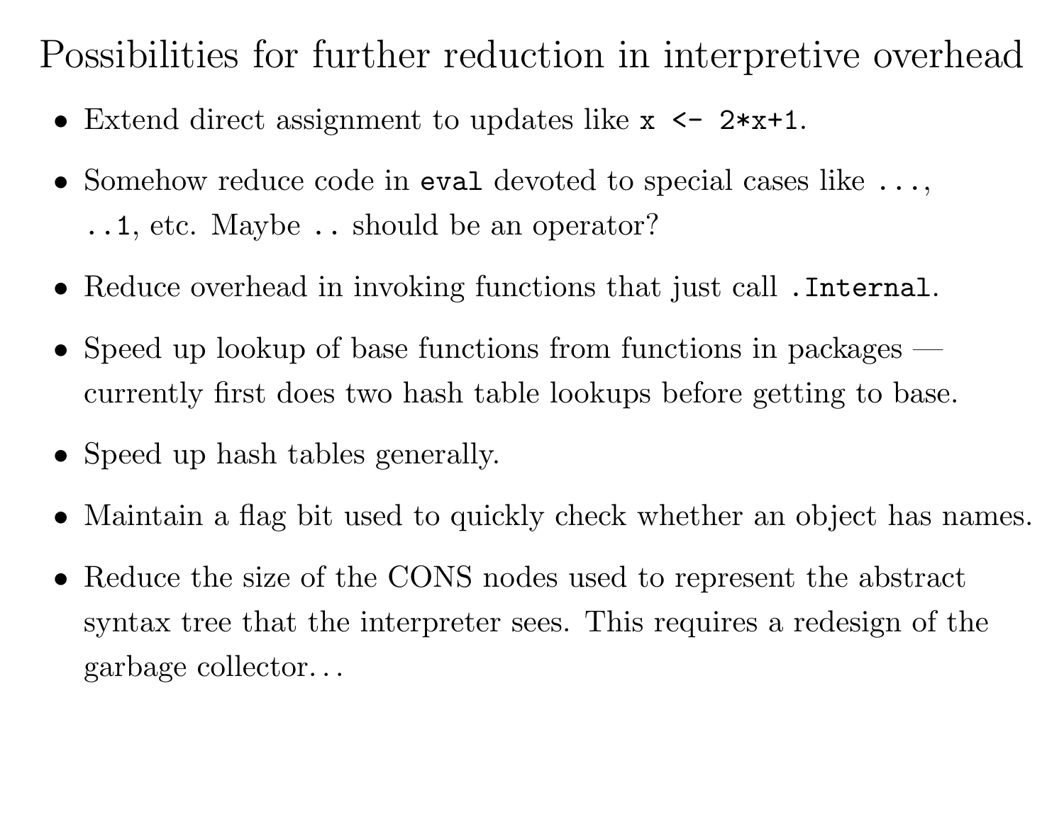# Possibilities for further reduction in interpretive overhead

- Extend direct assignment to updates like `x <- 2*x+1`.
- Somehow reduce code in `eval` devoted to special cases like `...`, `..1`, etc. Maybe `..` should be an operator?
- Reduce overhead in invoking functions that just call `.Internal`.
- Speed up lookup of base functions from functions in packages — currently first does two hash table lookups before getting to base.
- Speed up hash tables generally.
- Maintain a flag bit used to quickly check whether an object has names.
- Reduce the size of the CONS nodes used to represent the abstract syntax tree that the interpreter sees. This requires a redesign of the garbage collector...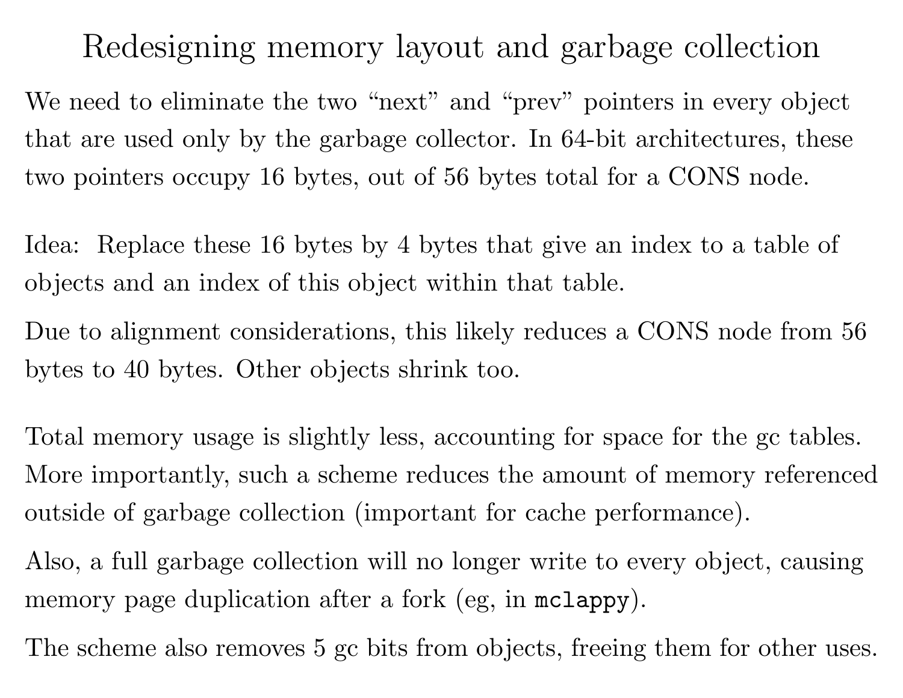# Redesigning memory layout and garbage collection

We need to eliminate the two "next" and "prev" pointers in every object that are used only by the garbage collector. In 64-bit architectures, these two pointers occupy 16 bytes, out of 56 bytes total for a CONS node.

Idea: Replace these 16 bytes by 4 bytes that give an index to a table of objects and an index of this object within that table.

Due to alignment considerations, this likely reduces a CONS node from 56 bytes to 40 bytes. Other objects shrink too.

Total memory usage is slightly less, accounting for space for the gc tables. More importantly, such a scheme reduces the amount of memory referenced outside of garbage collection (important for cache performance).

Also, a full garbage collection will no longer write to every object, causing memory page duplication after a fork (eg, in `mclappy`).

The scheme also removes 5 gc bits from objects, freeing them for other uses.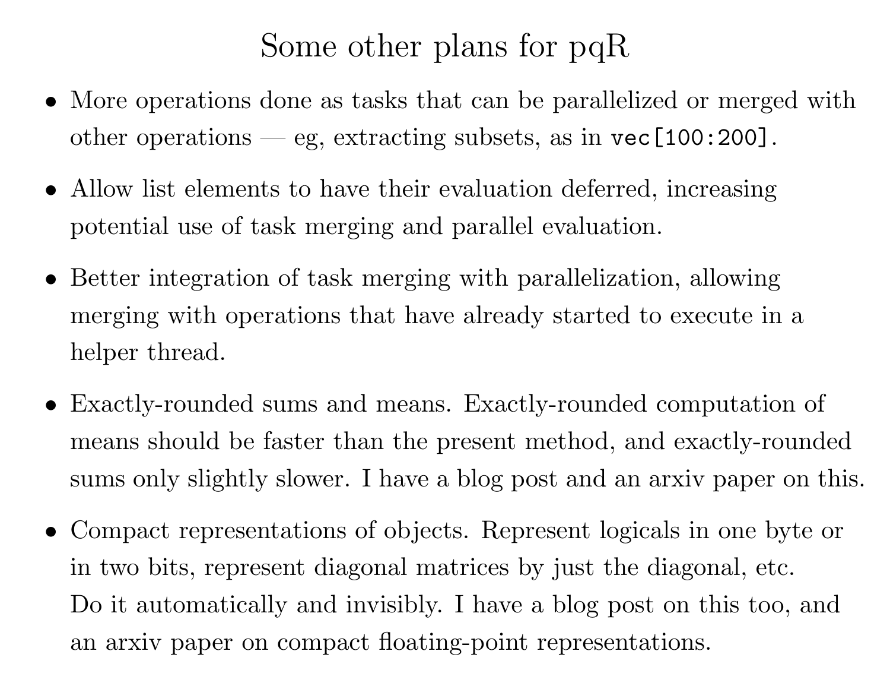# Some other plans for pqR

- More operations done as tasks that can be parallelized or merged with other operations — eg, extracting subsets, as in `vec[100:200]`.
- Allow list elements to have their evaluation deferred, increasing potential use of task merging and parallel evaluation.
- Better integration of task merging with parallelization, allowing merging with operations that have already started to execute in a helper thread.
- Exactly-rounded sums and means. Exactly-rounded computation of means should be faster than the present method, and exactly-rounded sums only slightly slower. I have a blog post and an arxiv paper on this.
- Compact representations of objects. Represent logicals in one byte or in two bits, represent diagonal matrices by just the diagonal, etc. Do it automatically and invisibly. I have a blog post on this too, and an arxiv paper on compact floating-point representations.